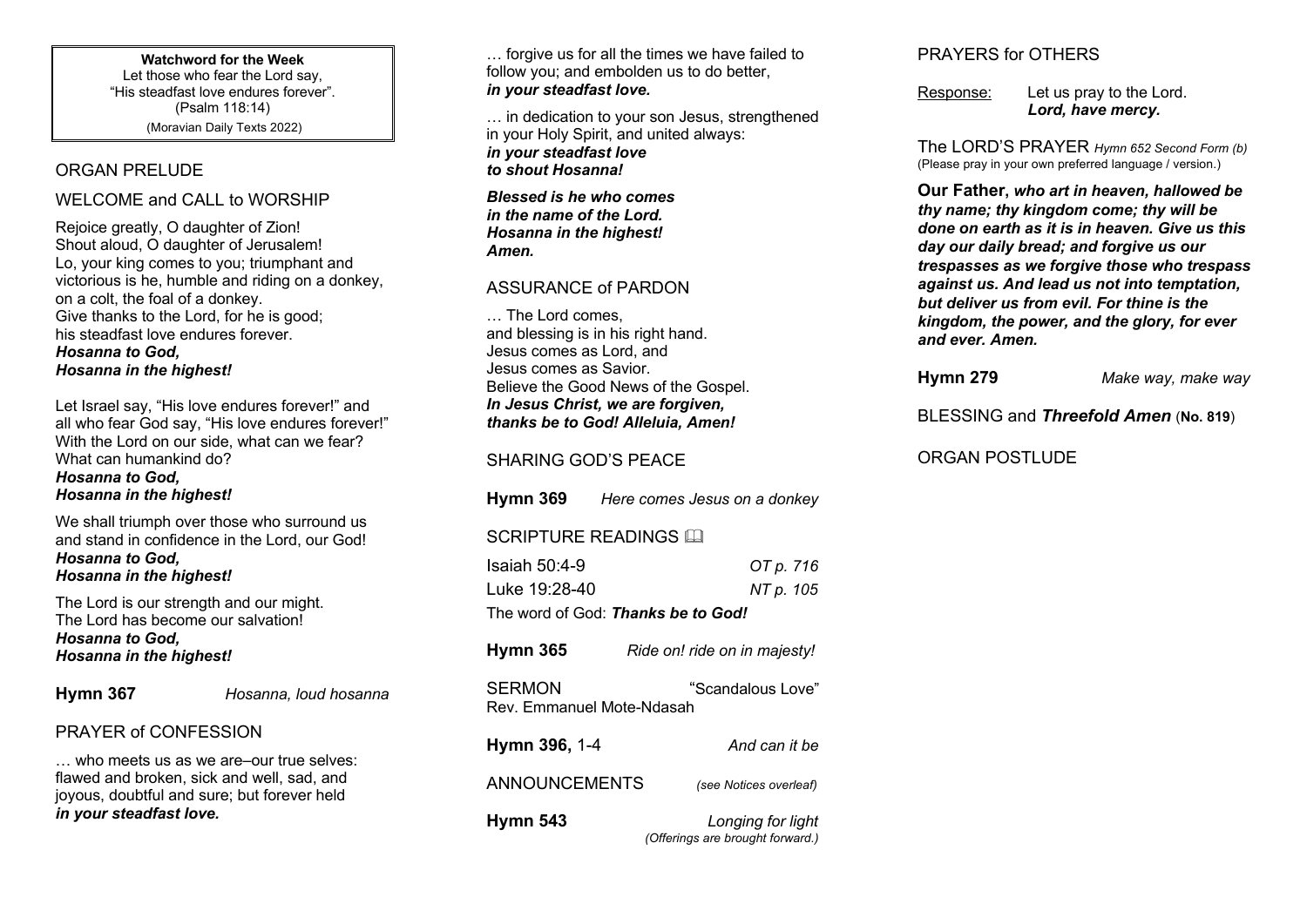**Watchword for the Week**
Let those who fear the Lord say,
"His steadfast love endures forever".
(Psalm 118:14)
(Moravian Daily Texts 2022)

## ORGAN PRELUDE

## WELCOME and CALL to WORSHIP

Rejoice greatly, O daughter of Zion!
Shout aloud, O daughter of Jerusalem!
Lo, your king comes to you; triumphant and victorious is he, humble and riding on a donkey, on a colt, the foal of a donkey.
Give thanks to the Lord, for he is good;
his steadfast love endures forever.
***Hosanna to God,***
***Hosanna in the highest!***

Let Israel say, "His love endures forever!" and all who fear God say, "His love endures forever!"
With the Lord on our side, what can we fear?
What can humankind do?
***Hosanna to God,***
***Hosanna in the highest!***

We shall triumph over those who surround us and stand in confidence in the Lord, our God!
***Hosanna to God,***
***Hosanna in the highest!***

The Lord is our strength and our might.
The Lord has become our salvation!
***Hosanna to God,***
***Hosanna in the highest!***

**Hymn 367** *Hosanna, loud hosanna*

## PRAYER of CONFESSION

… who meets us as we are–our true selves: flawed and broken, sick and well, sad, and joyous, doubtful and sure; but forever held ***in your steadfast love.***

… forgive us for all the times we have failed to follow you; and embolden us to do better,
***in your steadfast love.***

… in dedication to your son Jesus, strengthened in your Holy Spirit, and united always:
***in your steadfast love***
***to shout Hosanna!***

***Blessed is he who comes***
***in the name of the Lord.***
***Hosanna in the highest!***
***Amen.***

## ASSURANCE of PARDON

… The Lord comes,
and blessing is in his right hand.
Jesus comes as Lord, and
Jesus comes as Savior.
Believe the Good News of the Gospel.
***In Jesus Christ, we are forgiven,***
***thanks be to God! Alleluia, Amen!***

## SHARING GOD'S PEACE

**Hymn 369** *Here comes Jesus on a donkey*

## SCRIPTURE READINGS 📖

Isaiah 50:4-9 — *OT p. 716*
Luke 19:28-40 — *NT p. 105*

The word of God: ***Thanks be to God!***

**Hymn 365** *Ride on! ride on in majesty!*

SERMON "Scandalous Love"
Rev. Emmanuel Mote-Ndasah

**Hymn 396,** 1-4 *And can it be*

ANNOUNCEMENTS *(see Notices overleaf)*

**Hymn 543** *Longing for light*
*(Offerings are brought forward.)*

## PRAYERS for OTHERS

Response: Let us pray to the Lord.
***Lord, have mercy.***

## The LORD'S PRAYER *Hymn 652 Second Form (b)*
(Please pray in your own preferred language / version.)

**Our Father**, ***who art in heaven, hallowed be thy name; thy kingdom come; thy will be done on earth as it is in heaven. Give us this day our daily bread; and forgive us our trespasses as we forgive those who trespass against us. And lead us not into temptation, but deliver us from evil. For thine is the kingdom, the power, and the glory, for ever and ever. Amen.***

**Hymn 279** *Make way, make way*

BLESSING and ***Threefold Amen*** (**No. 819**)

## ORGAN POSTLUDE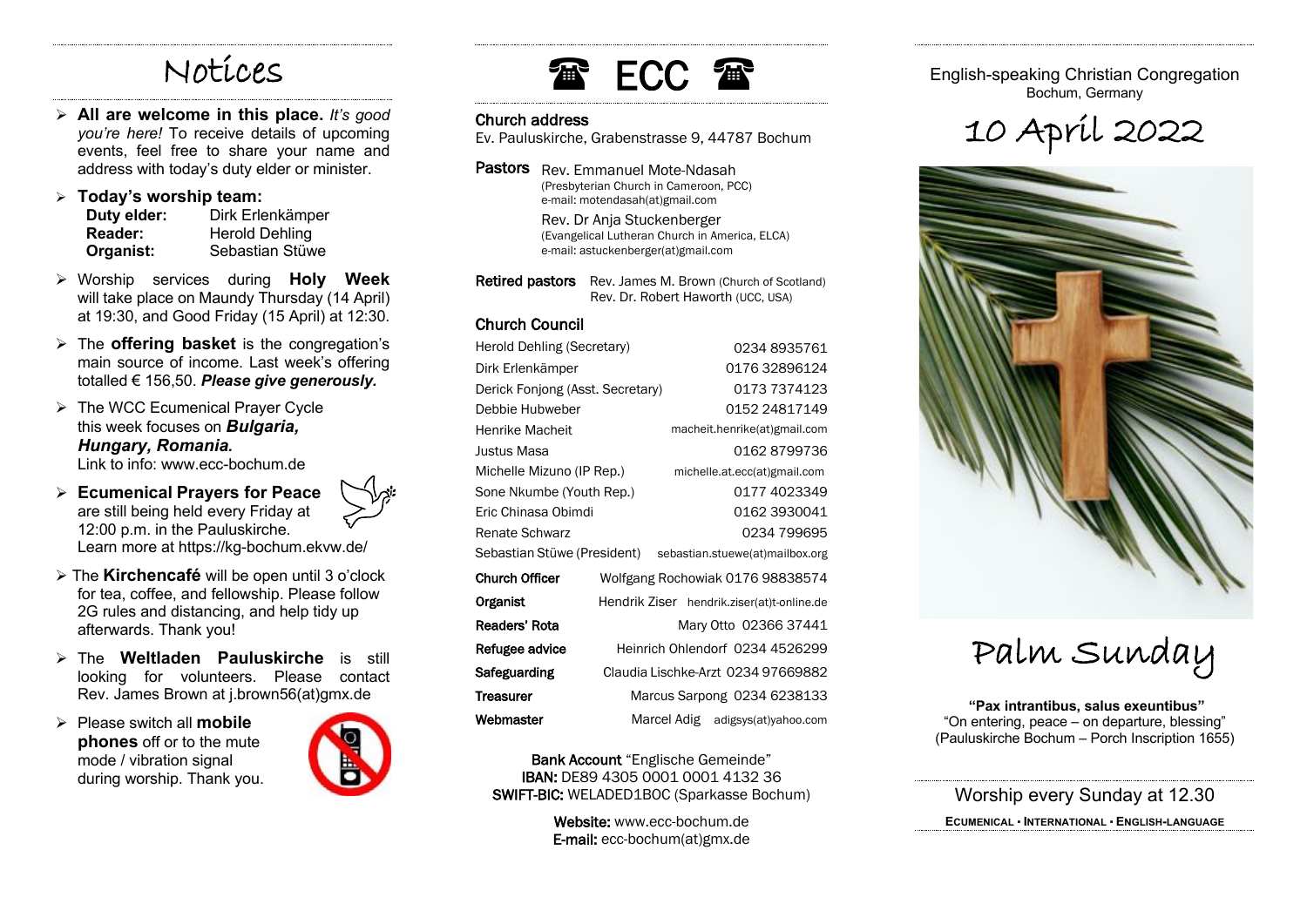# Notices

- **All are welcome in this place.** *It's good you're here!* To receive details of upcoming events, feel free to share your name and address with today's duty elder or minister.
- **Today's worship team:**

| | |
|---|---|
| **Duty elder:** | Dirk Erlenkämper |
| **Reader:** | Herold Dehling |
| **Organist:** | Sebastian Stüwe |

- Worship services during **Holy Week** will take place on Maundy Thursday (14 April) at 19:30, and Good Friday (15 April) at 12:30.
- The **offering basket** is the congregation's main source of income. Last week's offering totalled € 156,50. ***Please give generously.***
- The WCC Ecumenical Prayer Cycle this week focuses on ***Bulgaria, Hungary, Romania.*** Link to info: www.ecc-bochum.de
- **Ecumenical Prayers for Peace** are still being held every Friday at 12:00 p.m. in the Pauluskirche. Learn more at https://kg-bochum.ekvw.de/
- The **Kirchencafé** will be open until 3 o'clock for tea, coffee, and fellowship. Please follow 2G rules and distancing, and help tidy up afterwards. Thank you!
- The **Weltladen Pauluskirche** is still looking for volunteers. Please contact Rev. James Brown at j.brown56(at)gmx.de
- Please switch all **mobile phones** off or to the mute mode / vibration signal during worship. Thank you.

# ☎ ECC ☎

## Church address

Ev. Pauluskirche, Grabenstrasse 9, 44787 Bochum

**Pastors**

Rev. Emmanuel Mote-Ndasah
(Presbyterian Church in Cameroon, PCC)
e-mail: motendasah(at)gmail.com

Rev. Dr Anja Stuckenberger
(Evangelical Lutheran Church in America, ELCA)
e-mail: astuckenberger(at)gmail.com

**Retired pastors** Rev. James M. Brown (Church of Scotland)
Rev. Dr. Robert Haworth (UCC, USA)

## Church Council

| | |
|---|---|
| Herold Dehling (Secretary) | 0234 8935761 |
| Dirk Erlenkämper | 0176 32896124 |
| Derick Fonjong (Asst. Secretary) | 0173 7374123 |
| Debbie Hubweber | 0152 24817149 |
| Henrike Macheit | macheit.henrike(at)gmail.com |
| Justus Masa | 0162 8799736 |
| Michelle Mizuno (IP Rep.) | michelle.at.ecc(at)gmail.com |
| Sone Nkumbe (Youth Rep.) | 0177 4023349 |
| Eric Chinasa Obimdi | 0162 3930041 |
| Renate Schwarz | 0234 799695 |
| Sebastian Stüwe (President) | sebastian.stuewe(at)mailbox.org |
| **Church Officer** | Wolfgang Rochowiak 0176 98838574 |
| **Organist** | Hendrik Ziser hendrik.ziser(at)t-online.de |
| **Readers' Rota** | Mary Otto 02366 37441 |
| **Refugee advice** | Heinrich Ohlendorf 0234 4526299 |
| **Safeguarding** | Claudia Lischke-Arzt 0234 97669882 |
| **Treasurer** | Marcus Sarpong 0234 6238133 |
| **Webmaster** | Marcel Adig adigsys(at)yahoo.com |

**Bank Account** "Englische Gemeinde"
**IBAN:** DE89 4305 0001 0001 4132 36
**SWIFT-BIC:** WELADED1BOC (Sparkasse Bochum)

**Website:** www.ecc-bochum.de
**E-mail:** ecc-bochum(at)gmx.de

English-speaking Christian Congregation
Bochum, Germany

# 10 April 2022

# Palm Sunday

**"Pax intrantibus, salus exeuntibus"**
"On entering, peace – on departure, blessing"
(Pauluskirche Bochum – Porch Inscription 1655)

Worship every Sunday at 12.30

ECUMENICAL · INTERNATIONAL · ENGLISH-LANGUAGE